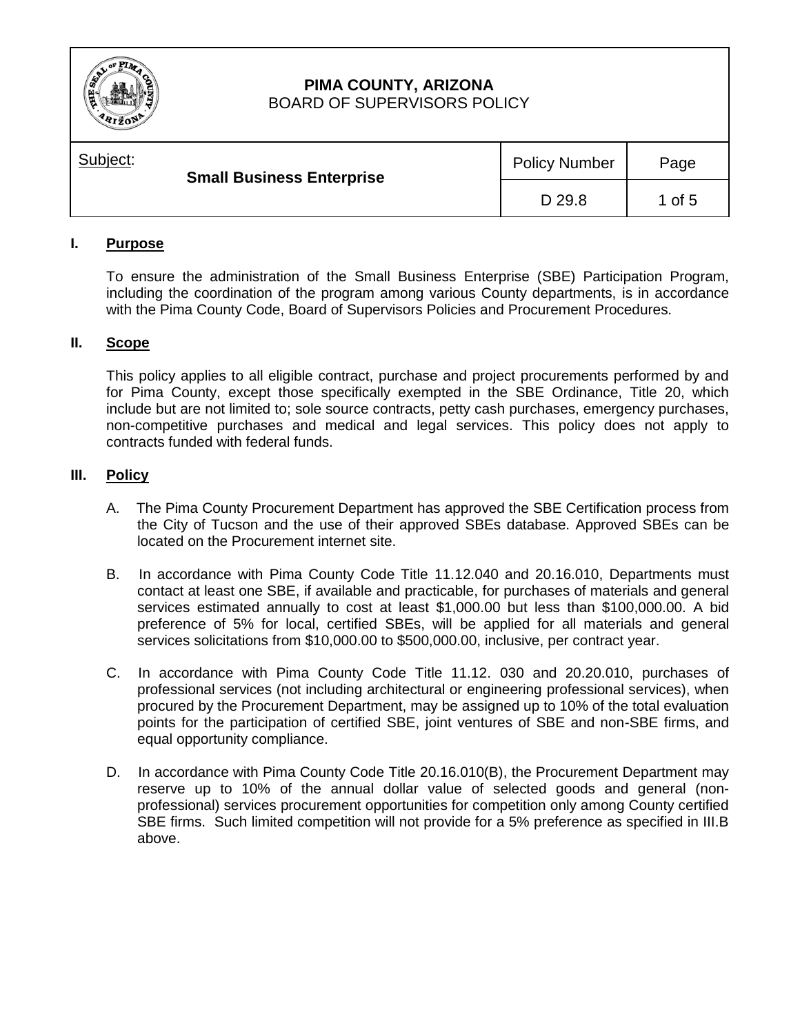**PIMA COUNTY, ARIZONA**
BOARD OF SUPERVISORS POLICY

| Subject: **Small Business Enterprise** | Policy Number | Page |
|---|---|---|
| | D 29.8 | 1 of 5 |

## I. Purpose

To ensure the administration of the Small Business Enterprise (SBE) Participation Program, including the coordination of the program among various County departments, is in accordance with the Pima County Code, Board of Supervisors Policies and Procurement Procedures.

## II. Scope

This policy applies to all eligible contract, purchase and project procurements performed by and for Pima County, except those specifically exempted in the SBE Ordinance, Title 20, which include but are not limited to; sole source contracts, petty cash purchases, emergency purchases, non-competitive purchases and medical and legal services. This policy does not apply to contracts funded with federal funds.

## III. Policy

A. The Pima County Procurement Department has approved the SBE Certification process from the City of Tucson and the use of their approved SBEs database. Approved SBEs can be located on the Procurement internet site.

B. In accordance with Pima County Code Title 11.12.040 and 20.16.010, Departments must contact at least one SBE, if available and practicable, for purchases of materials and general services estimated annually to cost at least $1,000.00 but less than $100,000.00. A bid preference of 5% for local, certified SBEs, will be applied for all materials and general services solicitations from $10,000.00 to $500,000.00, inclusive, per contract year.

C. In accordance with Pima County Code Title 11.12. 030 and 20.20.010, purchases of professional services (not including architectural or engineering professional services), when procured by the Procurement Department, may be assigned up to 10% of the total evaluation points for the participation of certified SBE, joint ventures of SBE and non-SBE firms, and equal opportunity compliance.

D. In accordance with Pima County Code Title 20.16.010(B), the Procurement Department may reserve up to 10% of the annual dollar value of selected goods and general (non-professional) services procurement opportunities for competition only among County certified SBE firms. Such limited competition will not provide for a 5% preference as specified in III.B above.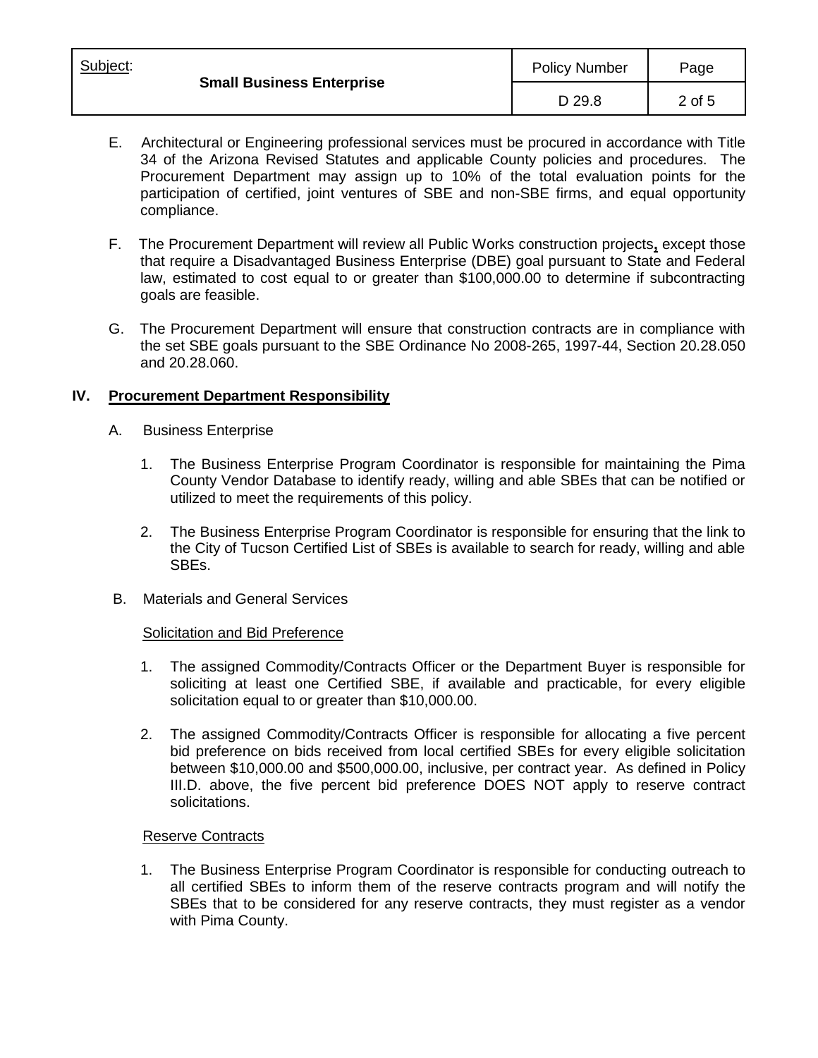E. Architectural or Engineering professional services must be procured in accordance with Title 34 of the Arizona Revised Statutes and applicable County policies and procedures. The Procurement Department may assign up to 10% of the total evaluation points for the participation of certified, joint ventures of SBE and non-SBE firms, and equal opportunity compliance.

F. The Procurement Department will review all Public Works construction projects, except those that require a Disadvantaged Business Enterprise (DBE) goal pursuant to State and Federal law, estimated to cost equal to or greater than $100,000.00 to determine if subcontracting goals are feasible.

G. The Procurement Department will ensure that construction contracts are in compliance with the set SBE goals pursuant to the SBE Ordinance No 2008-265, 1997-44, Section 20.28.050 and 20.28.060.

## IV. Procurement Department Responsibility

A. Business Enterprise

1. The Business Enterprise Program Coordinator is responsible for maintaining the Pima County Vendor Database to identify ready, willing and able SBEs that can be notified or utilized to meet the requirements of this policy.

2. The Business Enterprise Program Coordinator is responsible for ensuring that the link to the City of Tucson Certified List of SBEs is available to search for ready, willing and able SBEs.

B. Materials and General Services

Solicitation and Bid Preference

1. The assigned Commodity/Contracts Officer or the Department Buyer is responsible for soliciting at least one Certified SBE, if available and practicable, for every eligible solicitation equal to or greater than $10,000.00.

2. The assigned Commodity/Contracts Officer is responsible for allocating a five percent bid preference on bids received from local certified SBEs for every eligible solicitation between $10,000.00 and $500,000.00, inclusive, per contract year. As defined in Policy III.D. above, the five percent bid preference DOES NOT apply to reserve contract solicitations.

Reserve Contracts

1. The Business Enterprise Program Coordinator is responsible for conducting outreach to all certified SBEs to inform them of the reserve contracts program and will notify the SBEs that to be considered for any reserve contracts, they must register as a vendor with Pima County.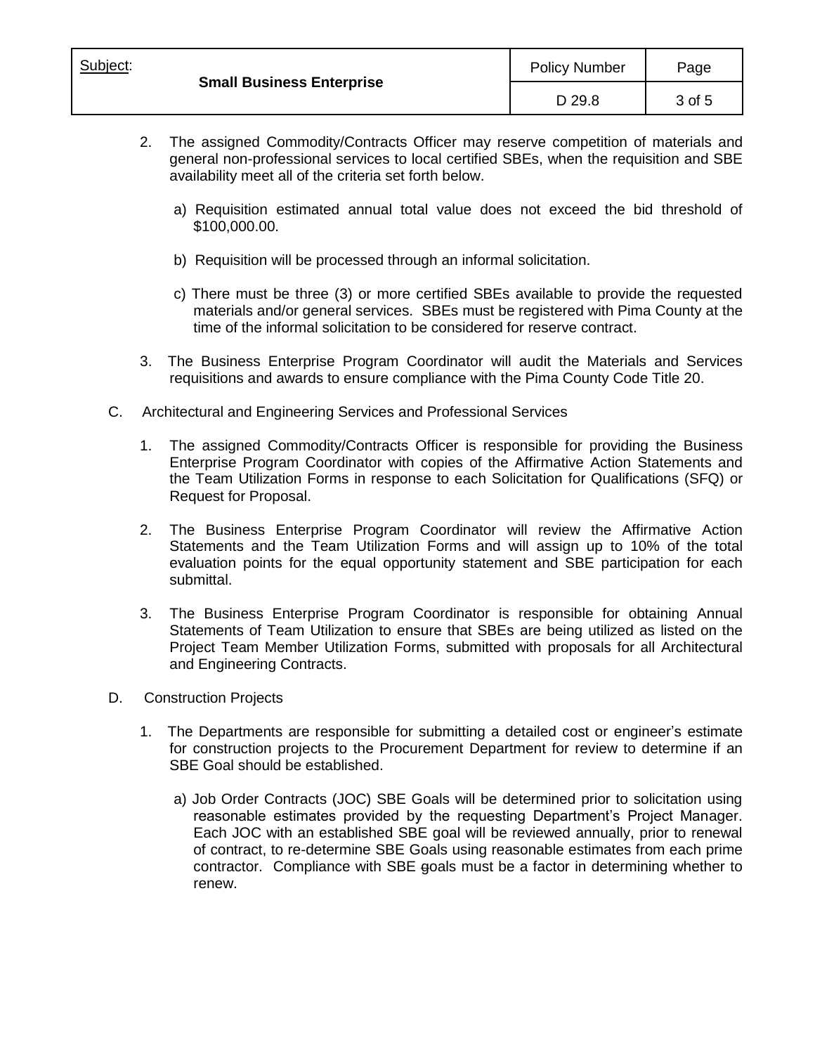2. The assigned Commodity/Contracts Officer may reserve competition of materials and general non-professional services to local certified SBEs, when the requisition and SBE availability meet all of the criteria set forth below.

   a) Requisition estimated annual total value does not exceed the bid threshold of $100,000.00.

   b) Requisition will be processed through an informal solicitation.

   c) There must be three (3) or more certified SBEs available to provide the requested materials and/or general services. SBEs must be registered with Pima County at the time of the informal solicitation to be considered for reserve contract.

3. The Business Enterprise Program Coordinator will audit the Materials and Services requisitions and awards to ensure compliance with the Pima County Code Title 20.

C. Architectural and Engineering Services and Professional Services

1. The assigned Commodity/Contracts Officer is responsible for providing the Business Enterprise Program Coordinator with copies of the Affirmative Action Statements and the Team Utilization Forms in response to each Solicitation for Qualifications (SFQ) or Request for Proposal.

2. The Business Enterprise Program Coordinator will review the Affirmative Action Statements and the Team Utilization Forms and will assign up to 10% of the total evaluation points for the equal opportunity statement and SBE participation for each submittal.

3. The Business Enterprise Program Coordinator is responsible for obtaining Annual Statements of Team Utilization to ensure that SBEs are being utilized as listed on the Project Team Member Utilization Forms, submitted with proposals for all Architectural and Engineering Contracts.

D. Construction Projects

1. The Departments are responsible for submitting a detailed cost or engineer's estimate for construction projects to the Procurement Department for review to determine if an SBE Goal should be established.

   a) Job Order Contracts (JOC) SBE Goals will be determined prior to solicitation using reasonable estimates provided by the requesting Department's Project Manager. Each JOC with an established SBE goal will be reviewed annually, prior to renewal of contract, to re-determine SBE Goals using reasonable estimates from each prime contractor. Compliance with SBE goals must be a factor in determining whether to renew.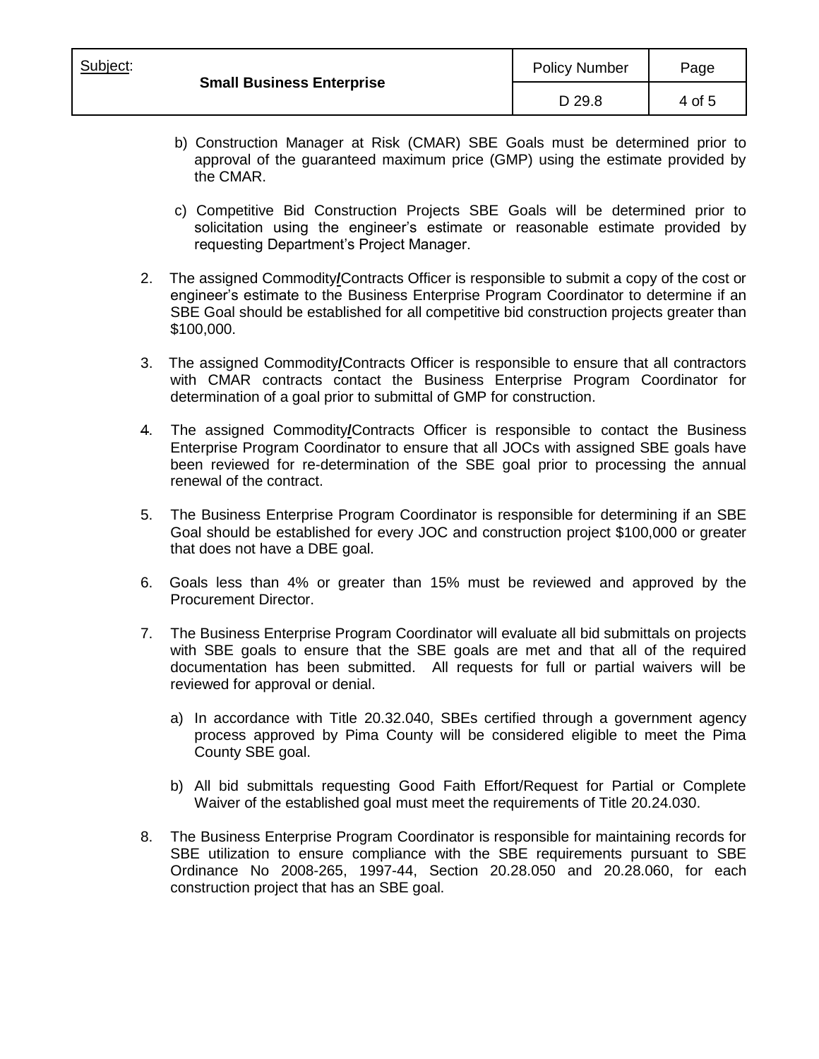b) Construction Manager at Risk (CMAR) SBE Goals must be determined prior to approval of the guaranteed maximum price (GMP) using the estimate provided by the CMAR.

c) Competitive Bid Construction Projects SBE Goals will be determined prior to solicitation using the engineer's estimate or reasonable estimate provided by requesting Department's Project Manager.

2. The assigned Commodity/Contracts Officer is responsible to submit a copy of the cost or engineer's estimate to the Business Enterprise Program Coordinator to determine if an SBE Goal should be established for all competitive bid construction projects greater than $100,000.

3. The assigned Commodity/Contracts Officer is responsible to ensure that all contractors with CMAR contracts contact the Business Enterprise Program Coordinator for determination of a goal prior to submittal of GMP for construction.

4. The assigned Commodity/Contracts Officer is responsible to contact the Business Enterprise Program Coordinator to ensure that all JOCs with assigned SBE goals have been reviewed for re-determination of the SBE goal prior to processing the annual renewal of the contract.

5. The Business Enterprise Program Coordinator is responsible for determining if an SBE Goal should be established for every JOC and construction project $100,000 or greater that does not have a DBE goal.

6. Goals less than 4% or greater than 15% must be reviewed and approved by the Procurement Director.

7. The Business Enterprise Program Coordinator will evaluate all bid submittals on projects with SBE goals to ensure that the SBE goals are met and that all of the required documentation has been submitted. All requests for full or partial waivers will be reviewed for approval or denial.

   a) In accordance with Title 20.32.040, SBEs certified through a government agency process approved by Pima County will be considered eligible to meet the Pima County SBE goal.

   b) All bid submittals requesting Good Faith Effort/Request for Partial or Complete Waiver of the established goal must meet the requirements of Title 20.24.030.

8. The Business Enterprise Program Coordinator is responsible for maintaining records for SBE utilization to ensure compliance with the SBE requirements pursuant to SBE Ordinance No 2008-265, 1997-44, Section 20.28.050 and 20.28.060, for each construction project that has an SBE goal.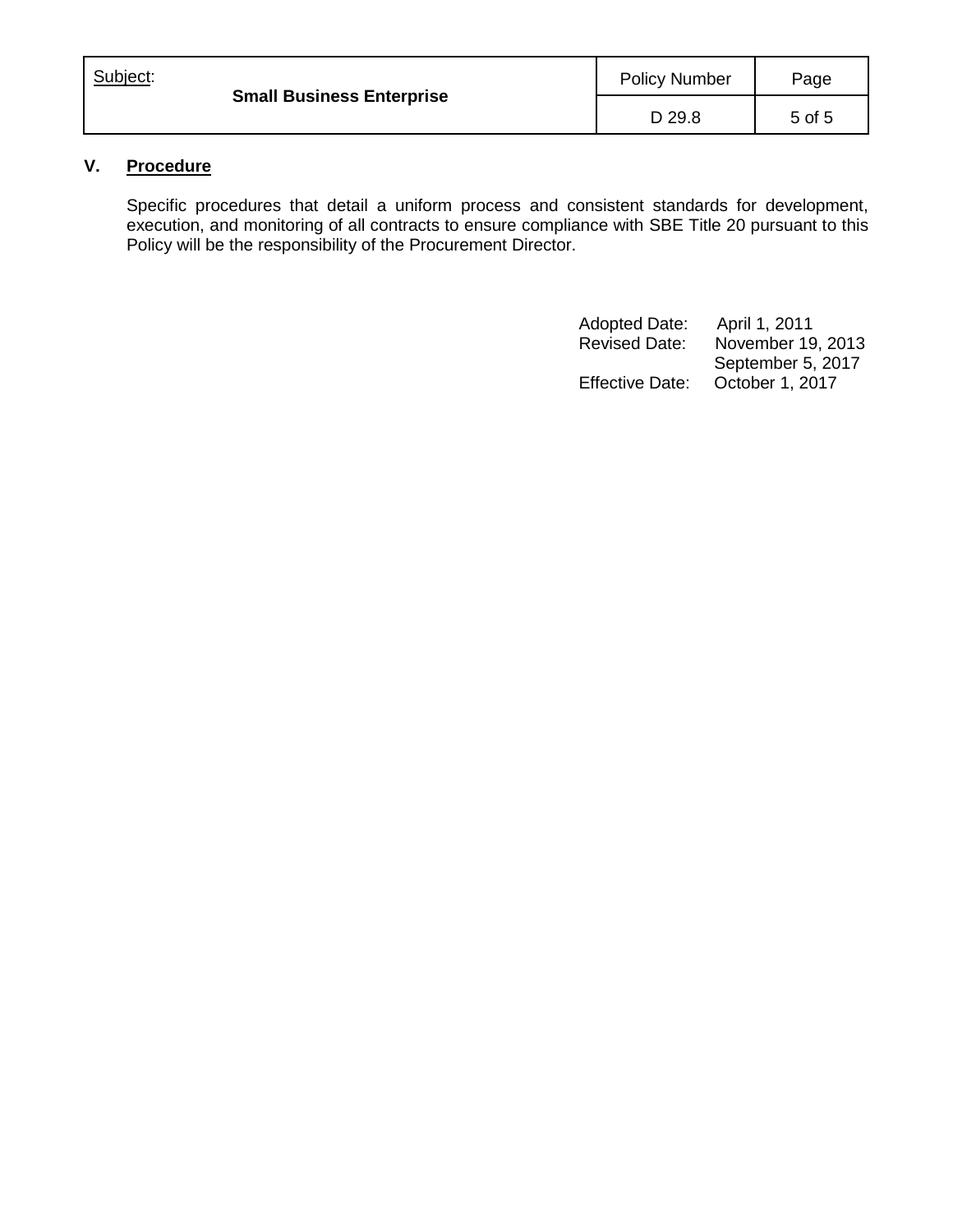## V. Procedure

Specific procedures that detail a uniform process and consistent standards for development, execution, and monitoring of all contracts to ensure compliance with SBE Title 20 pursuant to this Policy will be the responsibility of the Procurement Director.

Adopted Date: April 1, 2011
Revised Date: November 19, 2013
September 5, 2017
Effective Date: October 1, 2017